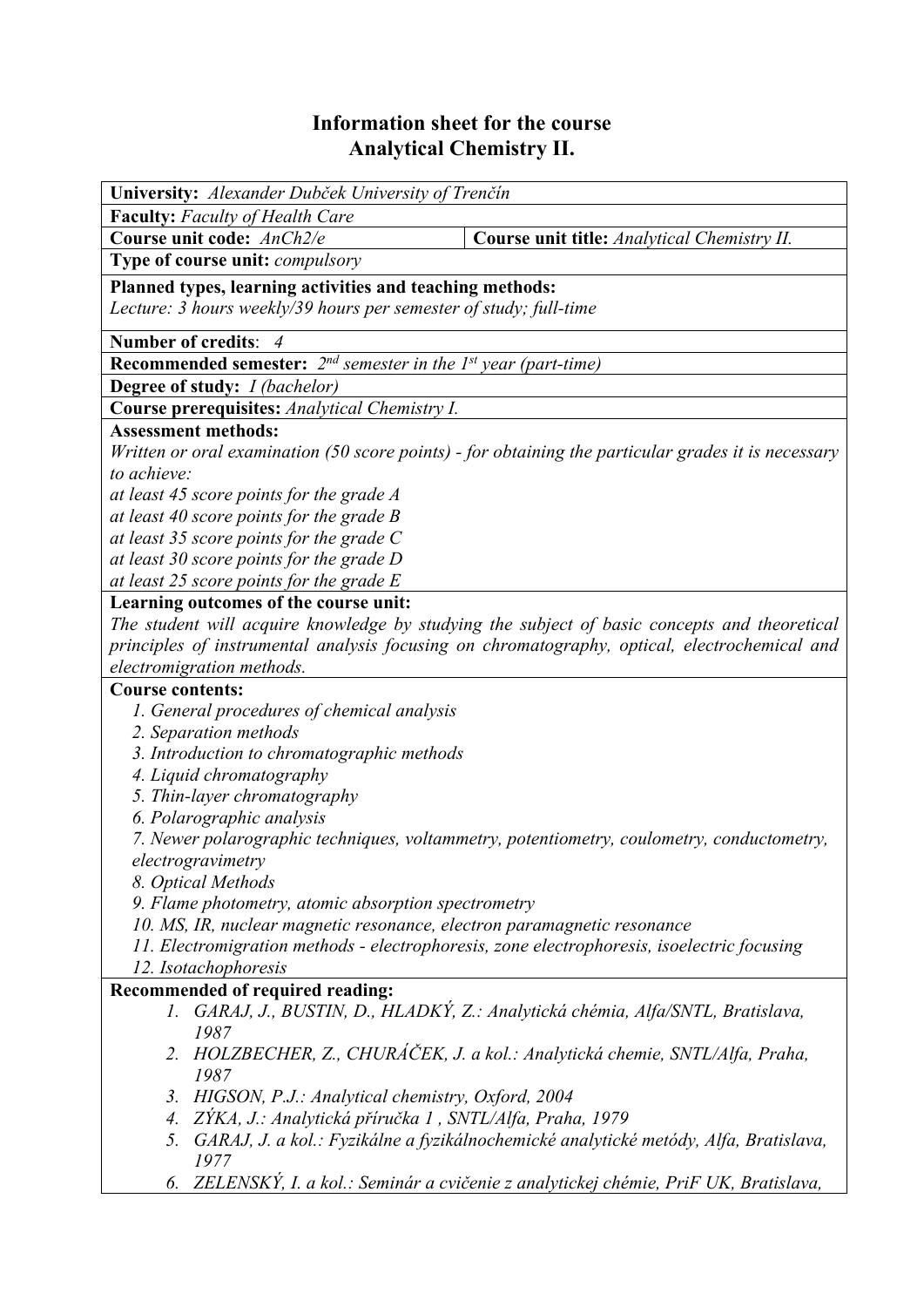# Information sheet for the course
## Analytical Chemistry II.

**University:** *Alexander Dubček University of Trenčín*

**Faculty:** *Faculty of Health Care*

| **Course unit code:** *AnCh2/e* | **Course unit title:** *Analytical Chemistry II.* |
|---|---|

**Type of course unit:** *compulsory*

**Planned types, learning activities and teaching methods:**
*Lecture: 3 hours weekly/39 hours per semester of study; full-time*

**Number of credits**: *4*

**Recommended semester:** *2nd semester in the 1st year (part-time)*

**Degree of study:** *I (bachelor)*

**Course prerequisites:** *Analytical Chemistry I.*

**Assessment methods:**
*Written or oral examination (50 score points) - for obtaining the particular grades it is necessary to achieve:*
*at least 45 score points for the grade A*
*at least 40 score points for the grade B*
*at least 35 score points for the grade C*
*at least 30 score points for the grade D*
*at least 25 score points for the grade E*

**Learning outcomes of the course unit:**
*The student will acquire knowledge by studying the subject of basic concepts and theoretical principles of instrumental analysis focusing on chromatography, optical, electrochemical and electromigration methods.*

**Course contents:**

1. *General procedures of chemical analysis*
2. *Separation methods*
3. *Introduction to chromatographic methods*
4. *Liquid chromatography*
5. *Thin-layer chromatography*
6. *Polarographic analysis*
7. *Newer polarographic techniques, voltammetry, potentiometry, coulometry, conductometry, electrogravimetry*
8. *Optical Methods*
9. *Flame photometry, atomic absorption spectrometry*
10. *MS, IR, nuclear magnetic resonance, electron paramagnetic resonance*
11. *Electromigration methods - electrophoresis, zone electrophoresis, isoelectric focusing*
12. *Isotachophoresis*

**Recommended of required reading:**

1. *GARAJ, J., BUSTIN, D., HLADKÝ, Z.: Analytická chémia, Alfa/SNTL, Bratislava, 1987*
2. *HOLZBECHER, Z., CHURÁČEK, J. a kol.: Analytická chemie, SNTL/Alfa, Praha, 1987*
3. *HIGSON, P.J.: Analytical chemistry, Oxford, 2004*
4. *ZÝKA, J.: Analytická příručka 1 , SNTL/Alfa, Praha, 1979*
5. *GARAJ, J. a kol.: Fyzikálne a fyzikálnochemické analytické metódy, Alfa, Bratislava, 1977*
6. *ZELENSKÝ, I. a kol.: Seminár a cvičenie z analytickej chémie, PriF UK, Bratislava,*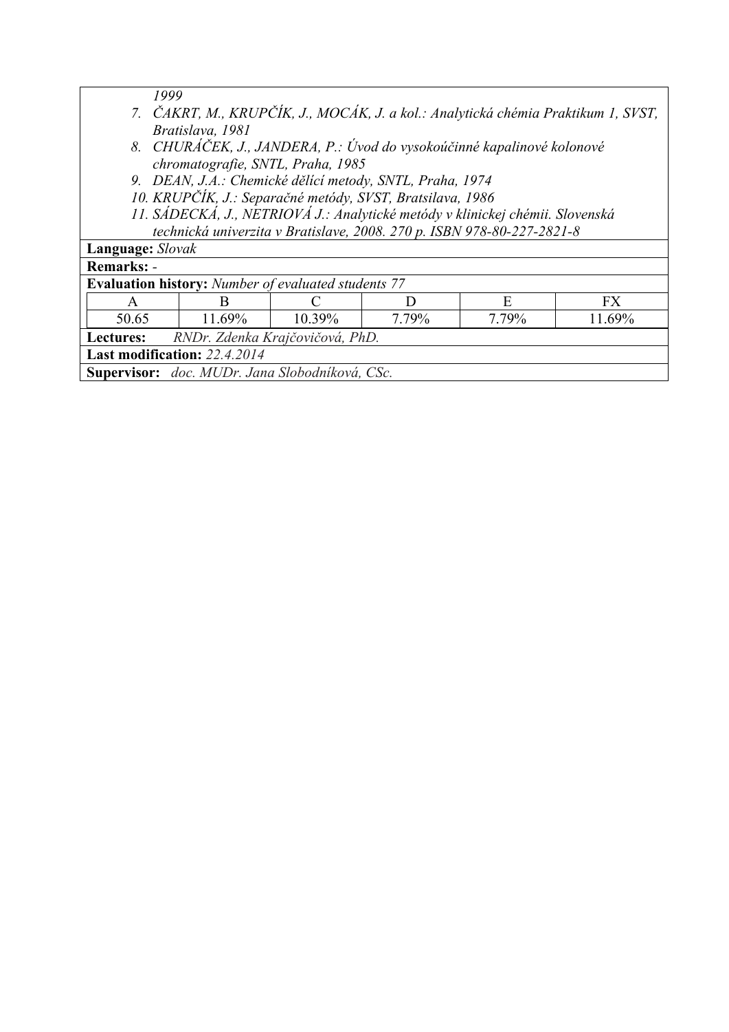*1999*

7. *ČAKRT, M., KRUPČÍK, J., MOCÁK, J. a kol.: Analytická chémia Praktikum 1, SVST, Bratislava, 1981*
8. *CHURÁČEK, J., JANDERA, P.: Úvod do vysokoúčinné kapalinové kolonové chromatografie, SNTL, Praha, 1985*
9. *DEAN, J.A.: Chemické dělící metody, SNTL, Praha, 1974*
10. *KRUPČÍK, J.: Separačné metódy, SVST, Bratsilava, 1986*
11. *SÁDECKÁ, J., NETRIOVÁ J.: Analytické metódy v klinickej chémii. Slovenská technická univerzita v Bratislave, 2008. 270 p. ISBN 978-80-227-2821-8*

**Language:** *Slovak*

**Remarks:** -

**Evaluation history:** *Number of evaluated students 77*

| A | B | C | D | E | FX |
|---|---|---|---|---|---|
| 50.65 | 11.69% | 10.39% | 7.79% | 7.79% | 11.69% |

**Lectures:** *RNDr. Zdenka Krajčovičová, PhD.*

**Last modification:** *22.4.2014*

**Supervisor:** *doc. MUDr. Jana Slobodníková, CSc.*